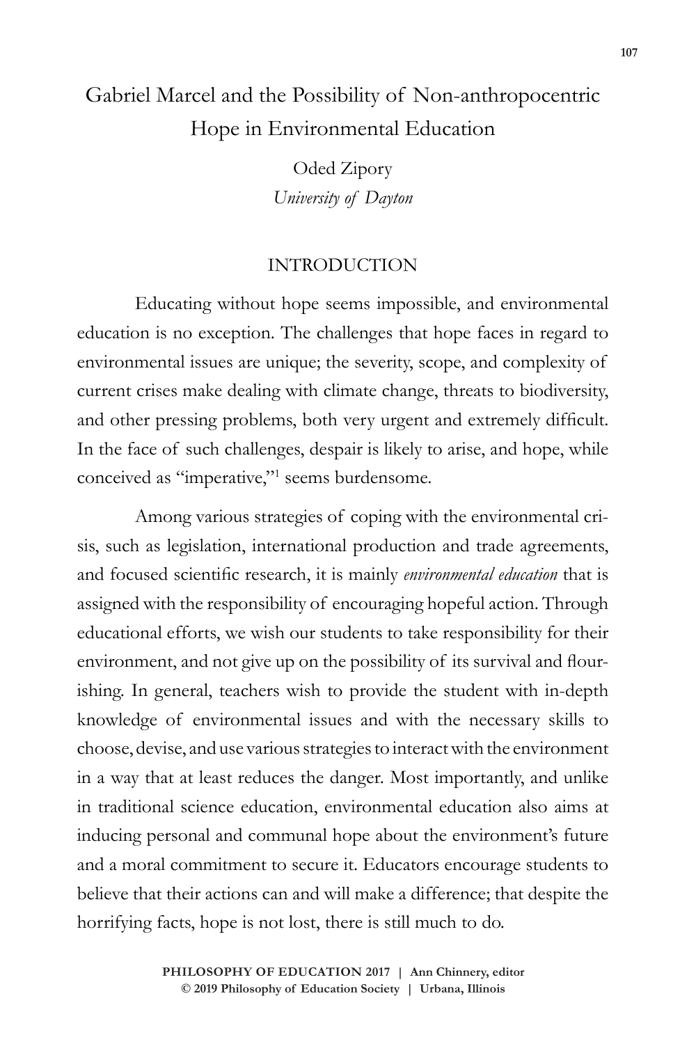# Gabriel Marcel and the Possibility of Non-anthropocentric Hope in Environmental Education

Oded Zipory
*University of Dayton*

## INTRODUCTION

Educating without hope seems impossible, and environmental education is no exception. The challenges that hope faces in regard to environmental issues are unique; the severity, scope, and complexity of current crises make dealing with climate change, threats to biodiversity, and other pressing problems, both very urgent and extremely difficult. In the face of such challenges, despair is likely to arise, and hope, while conceived as "imperative,"[1] seems burdensome.

Among various strategies of coping with the environmental crisis, such as legislation, international production and trade agreements, and focused scientific research, it is mainly *environmental education* that is assigned with the responsibility of encouraging hopeful action. Through educational efforts, we wish our students to take responsibility for their environment, and not give up on the possibility of its survival and flourishing. In general, teachers wish to provide the student with in-depth knowledge of environmental issues and with the necessary skills to choose, devise, and use various strategies to interact with the environment in a way that at least reduces the danger. Most importantly, and unlike in traditional science education, environmental education also aims at inducing personal and communal hope about the environment's future and a moral commitment to secure it. Educators encourage students to believe that their actions can and will make a difference; that despite the horrifying facts, hope is not lost, there is still much to do.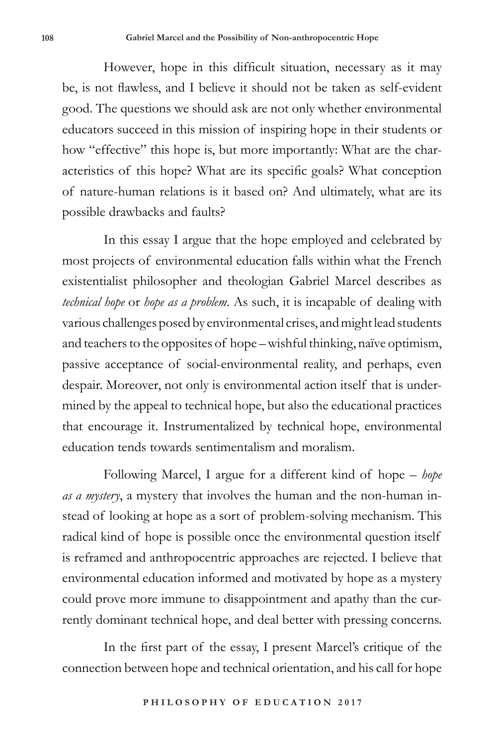However, hope in this difficult situation, necessary as it may be, is not flawless, and I believe it should not be taken as self-evident good. The questions we should ask are not only whether environmental educators succeed in this mission of inspiring hope in their students or how "effective" this hope is, but more importantly: What are the characteristics of this hope? What are its specific goals? What conception of nature-human relations is it based on? And ultimately, what are its possible drawbacks and faults?

In this essay I argue that the hope employed and celebrated by most projects of environmental education falls within what the French existentialist philosopher and theologian Gabriel Marcel describes as *technical hope* or *hope as a problem*. As such, it is incapable of dealing with various challenges posed by environmental crises, and might lead students and teachers to the opposites of hope – wishful thinking, naïve optimism, passive acceptance of social-environmental reality, and perhaps, even despair. Moreover, not only is environmental action itself that is undermined by the appeal to technical hope, but also the educational practices that encourage it. Instrumentalized by technical hope, environmental education tends towards sentimentalism and moralism.

Following Marcel, I argue for a different kind of hope – *hope as a mystery*, a mystery that involves the human and the non-human instead of looking at hope as a sort of problem-solving mechanism. This radical kind of hope is possible once the environmental question itself is reframed and anthropocentric approaches are rejected. I believe that environmental education informed and motivated by hope as a mystery could prove more immune to disappointment and apathy than the currently dominant technical hope, and deal better with pressing concerns.

In the first part of the essay, I present Marcel's critique of the connection between hope and technical orientation, and his call for hope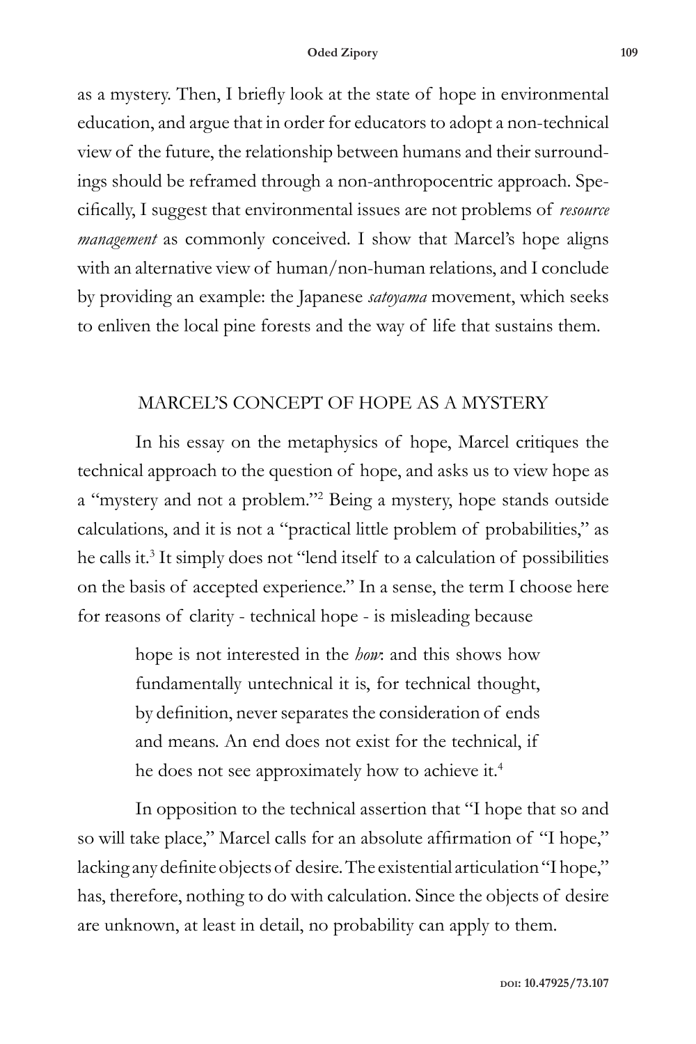as a mystery. Then, I briefly look at the state of hope in environmental education, and argue that in order for educators to adopt a non-technical view of the future, the relationship between humans and their surroundings should be reframed through a non-anthropocentric approach. Specifically, I suggest that environmental issues are not problems of *resource management* as commonly conceived. I show that Marcel's hope aligns with an alternative view of human/non-human relations, and I conclude by providing an example: the Japanese *satoyama* movement, which seeks to enliven the local pine forests and the way of life that sustains them.

## MARCEL'S CONCEPT OF HOPE AS A MYSTERY

In his essay on the metaphysics of hope, Marcel critiques the technical approach to the question of hope, and asks us to view hope as a "mystery and not a problem."[2] Being a mystery, hope stands outside calculations, and it is not a "practical little problem of probabilities," as he calls it.[3] It simply does not "lend itself to a calculation of possibilities on the basis of accepted experience." In a sense, the term I choose here for reasons of clarity - technical hope - is misleading because

> hope is not interested in the *how*: and this shows how fundamentally untechnical it is, for technical thought, by definition, never separates the consideration of ends and means. An end does not exist for the technical, if he does not see approximately how to achieve it.[4]

In opposition to the technical assertion that "I hope that so and so will take place," Marcel calls for an absolute affirmation of "I hope," lacking any definite objects of desire. The existential articulation "I hope," has, therefore, nothing to do with calculation. Since the objects of desire are unknown, at least in detail, no probability can apply to them.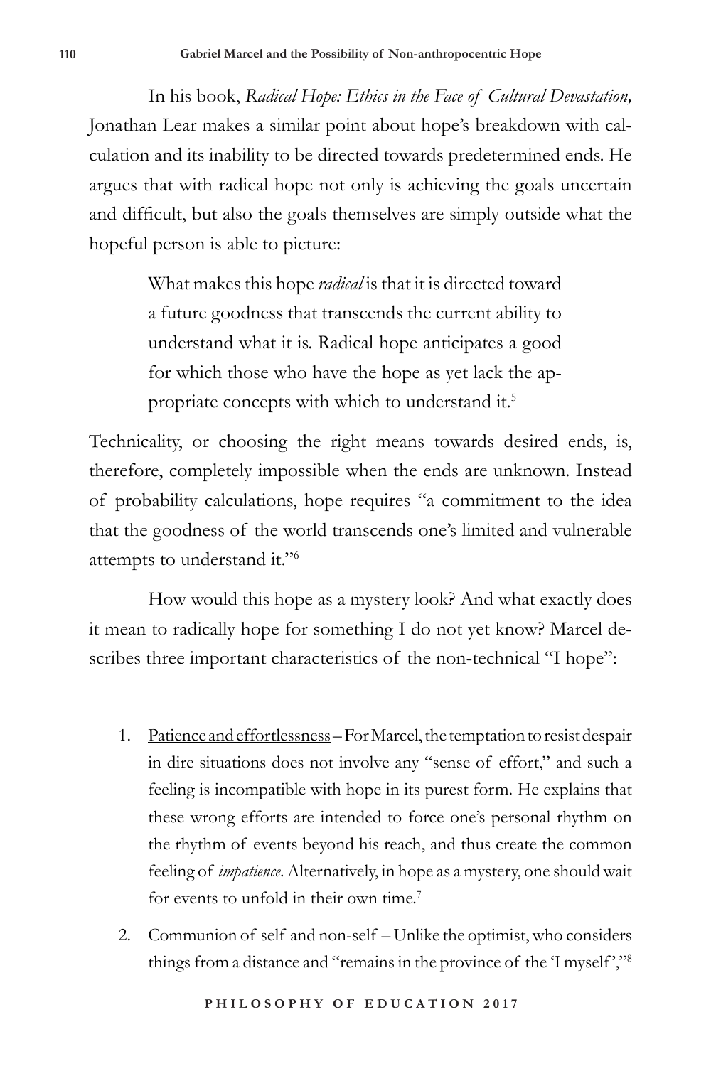In his book, *Radical Hope: Ethics in the Face of Cultural Devastation,* Jonathan Lear makes a similar point about hope's breakdown with calculation and its inability to be directed towards predetermined ends. He argues that with radical hope not only is achieving the goals uncertain and difficult, but also the goals themselves are simply outside what the hopeful person is able to picture:

> What makes this hope *radical* is that it is directed toward a future goodness that transcends the current ability to understand what it is. Radical hope anticipates a good for which those who have the hope as yet lack the appropriate concepts with which to understand it.[5]

Technicality, or choosing the right means towards desired ends, is, therefore, completely impossible when the ends are unknown. Instead of probability calculations, hope requires "a commitment to the idea that the goodness of the world transcends one's limited and vulnerable attempts to understand it."[6]

How would this hope as a mystery look? And what exactly does it mean to radically hope for something I do not yet know? Marcel describes three important characteristics of the non-technical "I hope":

1. Patience and effortlessness – For Marcel, the temptation to resist despair in dire situations does not involve any "sense of effort," and such a feeling is incompatible with hope in its purest form. He explains that these wrong efforts are intended to force one's personal rhythm on the rhythm of events beyond his reach, and thus create the common feeling of *impatience*. Alternatively, in hope as a mystery, one should wait for events to unfold in their own time.[7]

2. Communion of self and non-self – Unlike the optimist, who considers things from a distance and "remains in the province of the 'I myself',"[8]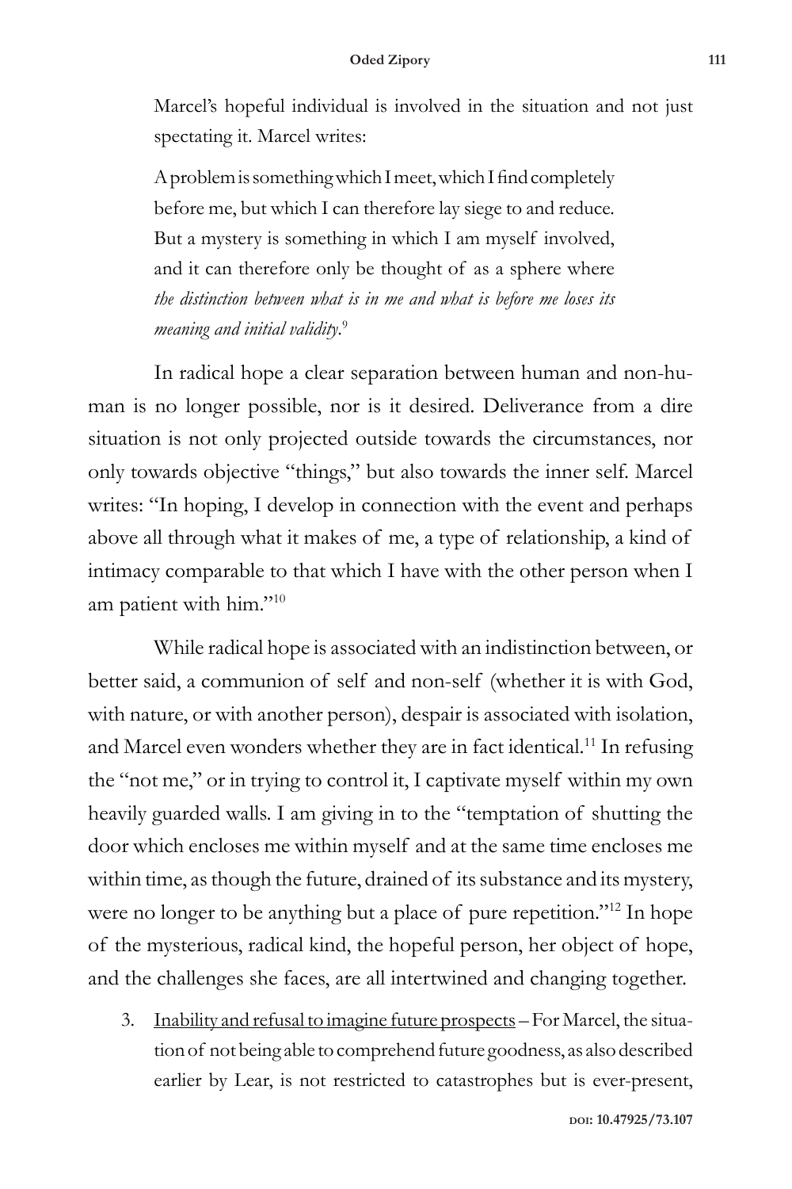Marcel's hopeful individual is involved in the situation and not just spectating it. Marcel writes:

> A problem is something which I meet, which I find completely before me, but which I can therefore lay siege to and reduce. But a mystery is something in which I am myself involved, and it can therefore only be thought of as a sphere where *the distinction between what is in me and what is before me loses its meaning and initial validity*.[9]

In radical hope a clear separation between human and non-human is no longer possible, nor is it desired. Deliverance from a dire situation is not only projected outside towards the circumstances, nor only towards objective "things," but also towards the inner self. Marcel writes: "In hoping, I develop in connection with the event and perhaps above all through what it makes of me, a type of relationship, a kind of intimacy comparable to that which I have with the other person when I am patient with him."[10]

While radical hope is associated with an indistinction between, or better said, a communion of self and non-self (whether it is with God, with nature, or with another person), despair is associated with isolation, and Marcel even wonders whether they are in fact identical.[11] In refusing the "not me," or in trying to control it, I captivate myself within my own heavily guarded walls. I am giving in to the "temptation of shutting the door which encloses me within myself and at the same time encloses me within time, as though the future, drained of its substance and its mystery, were no longer to be anything but a place of pure repetition."[12] In hope of the mysterious, radical kind, the hopeful person, her object of hope, and the challenges she faces, are all intertwined and changing together.

3. Inability and refusal to imagine future prospects – For Marcel, the situation of not being able to comprehend future goodness, as also described earlier by Lear, is not restricted to catastrophes but is ever-present,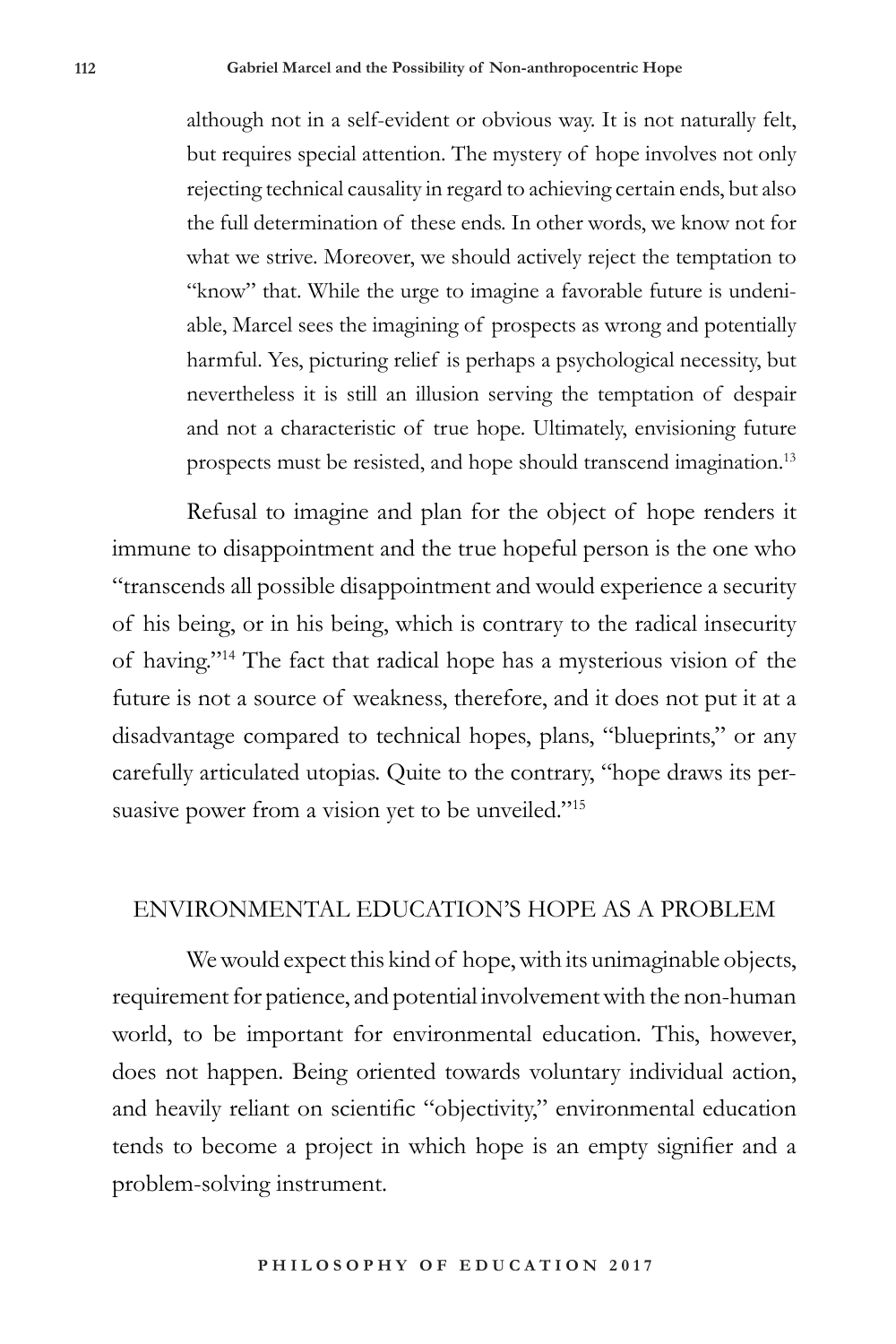although not in a self-evident or obvious way. It is not naturally felt, but requires special attention. The mystery of hope involves not only rejecting technical causality in regard to achieving certain ends, but also the full determination of these ends. In other words, we know not for what we strive. Moreover, we should actively reject the temptation to "know" that. While the urge to imagine a favorable future is undeniable, Marcel sees the imagining of prospects as wrong and potentially harmful. Yes, picturing relief is perhaps a psychological necessity, but nevertheless it is still an illusion serving the temptation of despair and not a characteristic of true hope. Ultimately, envisioning future prospects must be resisted, and hope should transcend imagination.[13]

Refusal to imagine and plan for the object of hope renders it immune to disappointment and the true hopeful person is the one who "transcends all possible disappointment and would experience a security of his being, or in his being, which is contrary to the radical insecurity of having."[14] The fact that radical hope has a mysterious vision of the future is not a source of weakness, therefore, and it does not put it at a disadvantage compared to technical hopes, plans, "blueprints," or any carefully articulated utopias. Quite to the contrary, "hope draws its persuasive power from a vision yet to be unveiled."[15]

## ENVIRONMENTAL EDUCATION'S HOPE AS A PROBLEM

We would expect this kind of hope, with its unimaginable objects, requirement for patience, and potential involvement with the non-human world, to be important for environmental education. This, however, does not happen. Being oriented towards voluntary individual action, and heavily reliant on scientific "objectivity," environmental education tends to become a project in which hope is an empty signifier and a problem-solving instrument.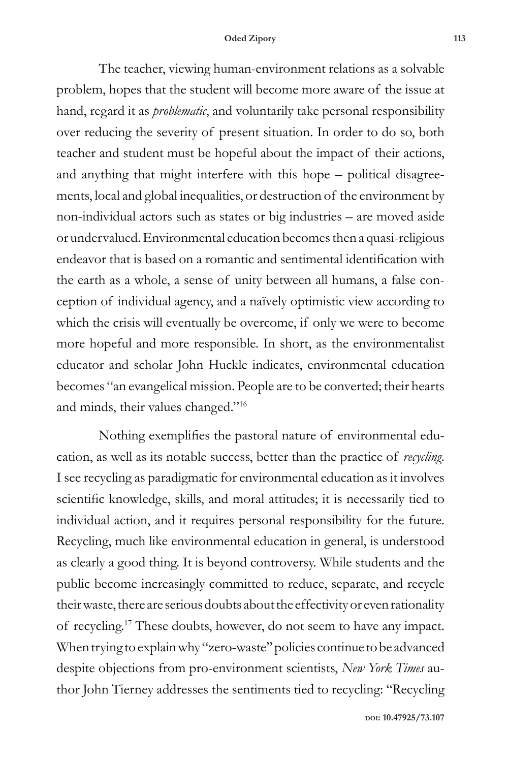The teacher, viewing human-environment relations as a solvable problem, hopes that the student will become more aware of the issue at hand, regard it as *problematic*, and voluntarily take personal responsibility over reducing the severity of present situation. In order to do so, both teacher and student must be hopeful about the impact of their actions, and anything that might interfere with this hope – political disagreements, local and global inequalities, or destruction of the environment by non-individual actors such as states or big industries – are moved aside or undervalued. Environmental education becomes then a quasi-religious endeavor that is based on a romantic and sentimental identification with the earth as a whole, a sense of unity between all humans, a false conception of individual agency, and a naïvely optimistic view according to which the crisis will eventually be overcome, if only we were to become more hopeful and more responsible. In short, as the environmentalist educator and scholar John Huckle indicates, environmental education becomes "an evangelical mission. People are to be converted; their hearts and minds, their values changed."[16]

Nothing exemplifies the pastoral nature of environmental education, as well as its notable success, better than the practice of *recycling*. I see recycling as paradigmatic for environmental education as it involves scientific knowledge, skills, and moral attitudes; it is necessarily tied to individual action, and it requires personal responsibility for the future. Recycling, much like environmental education in general, is understood as clearly a good thing. It is beyond controversy. While students and the public become increasingly committed to reduce, separate, and recycle their waste, there are serious doubts about the effectivity or even rationality of recycling.[17] These doubts, however, do not seem to have any impact. When trying to explain why "zero-waste" policies continue to be advanced despite objections from pro-environment scientists, *New York Times* author John Tierney addresses the sentiments tied to recycling: "Recycling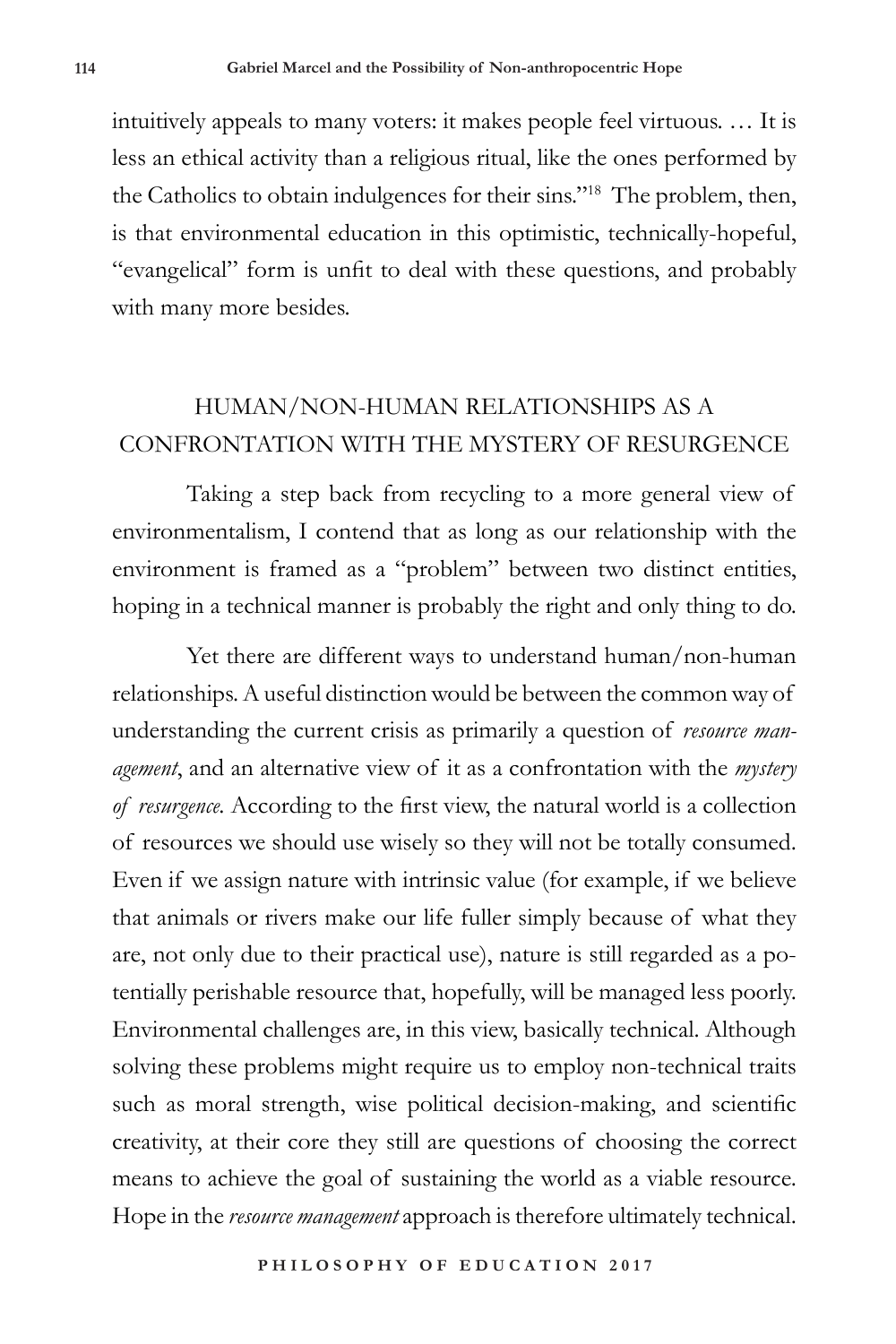intuitively appeals to many voters: it makes people feel virtuous. … It is less an ethical activity than a religious ritual, like the ones performed by the Catholics to obtain indulgences for their sins."[18] The problem, then, is that environmental education in this optimistic, technically-hopeful, "evangelical" form is unfit to deal with these questions, and probably with many more besides.

## HUMAN/NON-HUMAN RELATIONSHIPS AS A CONFRONTATION WITH THE MYSTERY OF RESURGENCE

Taking a step back from recycling to a more general view of environmentalism, I contend that as long as our relationship with the environment is framed as a "problem" between two distinct entities, hoping in a technical manner is probably the right and only thing to do.

Yet there are different ways to understand human/non-human relationships. A useful distinction would be between the common way of understanding the current crisis as primarily a question of *resource management*, and an alternative view of it as a confrontation with the *mystery of resurgence.* According to the first view, the natural world is a collection of resources we should use wisely so they will not be totally consumed. Even if we assign nature with intrinsic value (for example, if we believe that animals or rivers make our life fuller simply because of what they are, not only due to their practical use), nature is still regarded as a potentially perishable resource that, hopefully, will be managed less poorly. Environmental challenges are, in this view, basically technical. Although solving these problems might require us to employ non-technical traits such as moral strength, wise political decision-making, and scientific creativity, at their core they still are questions of choosing the correct means to achieve the goal of sustaining the world as a viable resource. Hope in the *resource management* approach is therefore ultimately technical.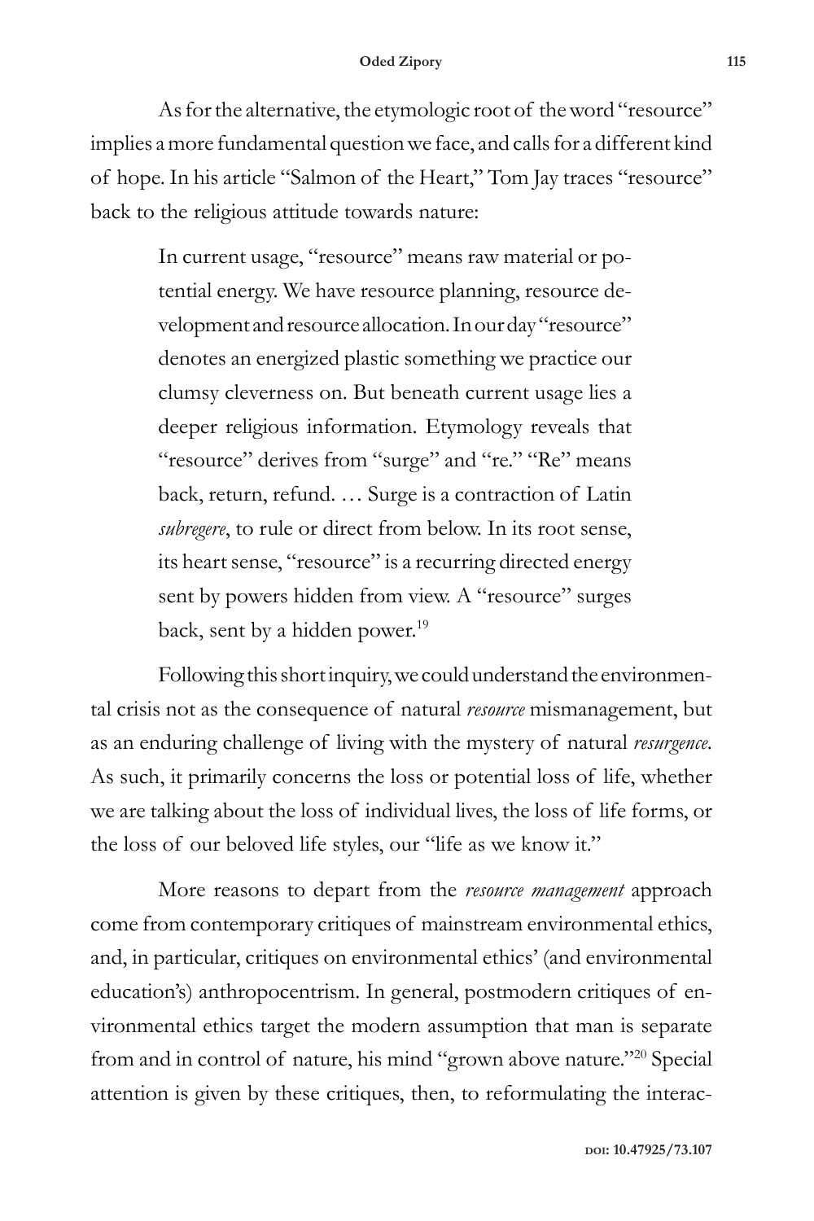As for the alternative, the etymologic root of the word "resource" implies a more fundamental question we face, and calls for a different kind of hope. In his article "Salmon of the Heart," Tom Jay traces "resource" back to the religious attitude towards nature:

> In current usage, "resource" means raw material or potential energy. We have resource planning, resource development and resource allocation. In our day "resource" denotes an energized plastic something we practice our clumsy cleverness on. But beneath current usage lies a deeper religious information. Etymology reveals that "resource" derives from "surge" and "re." "Re" means back, return, refund. … Surge is a contraction of Latin *subregere*, to rule or direct from below. In its root sense, its heart sense, "resource" is a recurring directed energy sent by powers hidden from view. A "resource" surges back, sent by a hidden power.[19]

Following this short inquiry, we could understand the environmental crisis not as the consequence of natural *resource* mismanagement, but as an enduring challenge of living with the mystery of natural *resurgence*. As such, it primarily concerns the loss or potential loss of life, whether we are talking about the loss of individual lives, the loss of life forms, or the loss of our beloved life styles, our "life as we know it."

More reasons to depart from the *resource management* approach come from contemporary critiques of mainstream environmental ethics, and, in particular, critiques on environmental ethics' (and environmental education's) anthropocentrism. In general, postmodern critiques of environmental ethics target the modern assumption that man is separate from and in control of nature, his mind "grown above nature."[20] Special attention is given by these critiques, then, to reformulating the interac-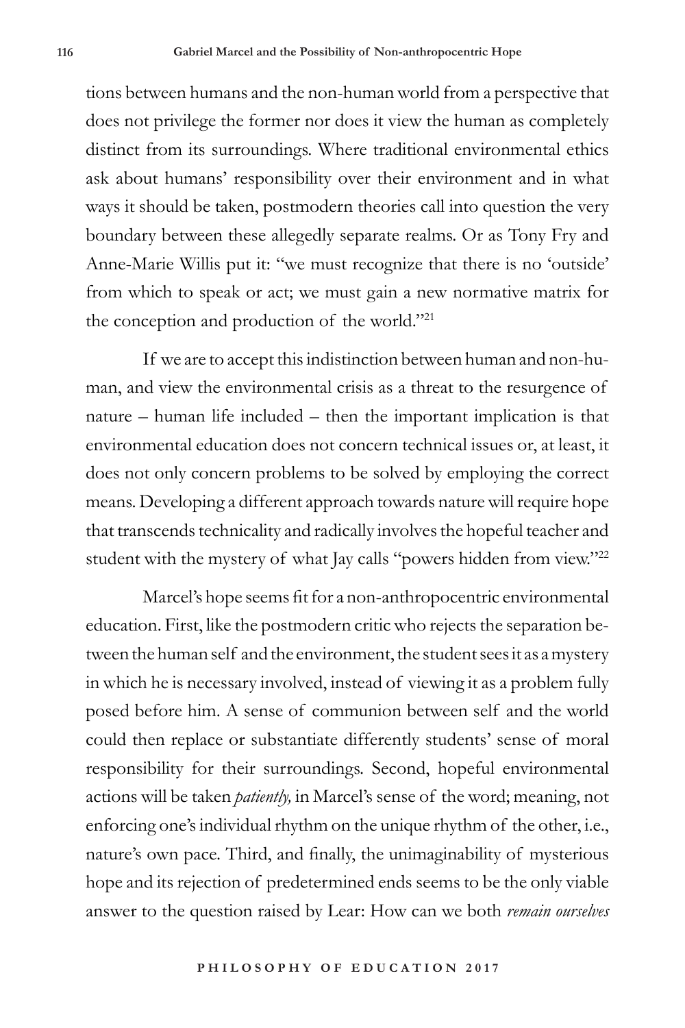tions between humans and the non-human world from a perspective that does not privilege the former nor does it view the human as completely distinct from its surroundings. Where traditional environmental ethics ask about humans' responsibility over their environment and in what ways it should be taken, postmodern theories call into question the very boundary between these allegedly separate realms. Or as Tony Fry and Anne-Marie Willis put it: "we must recognize that there is no 'outside' from which to speak or act; we must gain a new normative matrix for the conception and production of the world."[21]

If we are to accept this indistinction between human and non-human, and view the environmental crisis as a threat to the resurgence of nature – human life included – then the important implication is that environmental education does not concern technical issues or, at least, it does not only concern problems to be solved by employing the correct means. Developing a different approach towards nature will require hope that transcends technicality and radically involves the hopeful teacher and student with the mystery of what Jay calls "powers hidden from view."[22]

Marcel's hope seems fit for a non-anthropocentric environmental education. First, like the postmodern critic who rejects the separation between the human self and the environment, the student sees it as a mystery in which he is necessary involved, instead of viewing it as a problem fully posed before him. A sense of communion between self and the world could then replace or substantiate differently students' sense of moral responsibility for their surroundings. Second, hopeful environmental actions will be taken *patiently,* in Marcel's sense of the word; meaning, not enforcing one's individual rhythm on the unique rhythm of the other, i.e., nature's own pace. Third, and finally, the unimaginability of mysterious hope and its rejection of predetermined ends seems to be the only viable answer to the question raised by Lear: How can we both *remain ourselves*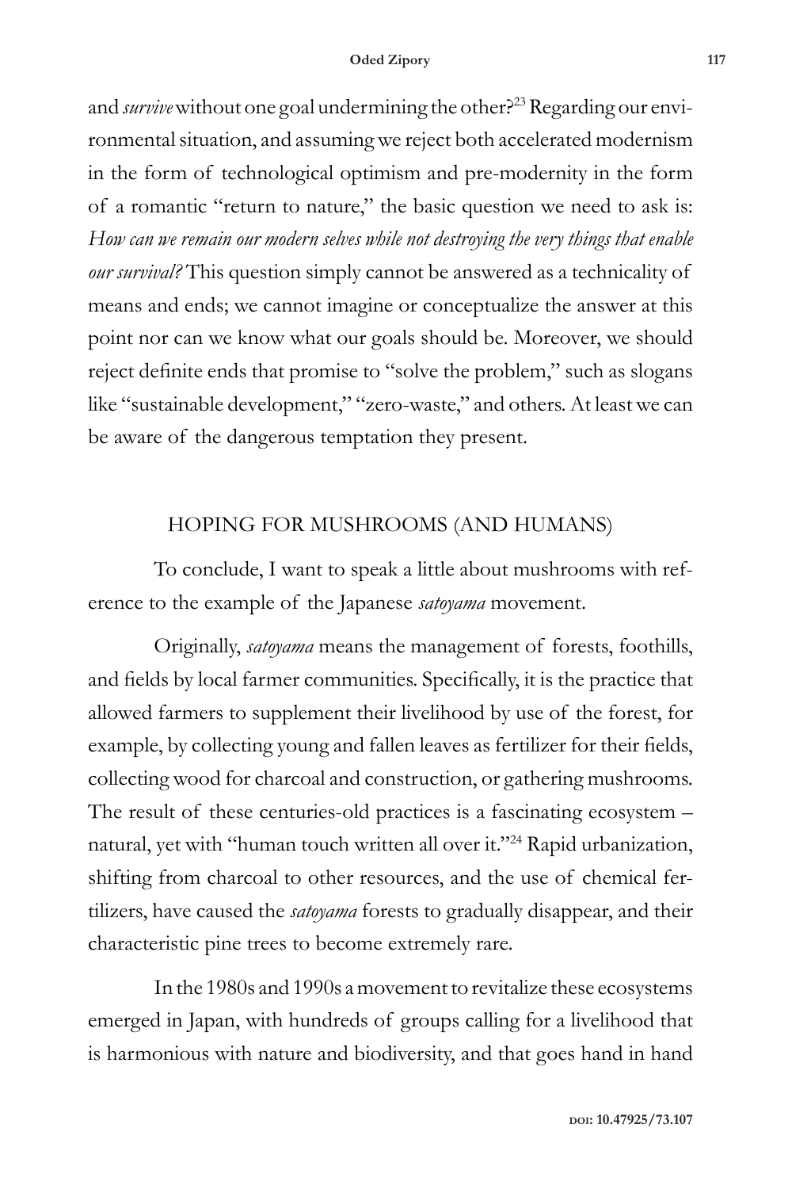and *survive* without one goal undermining the other?[23] Regarding our environmental situation, and assuming we reject both accelerated modernism in the form of technological optimism and pre-modernity in the form of a romantic "return to nature," the basic question we need to ask is: *How can we remain our modern selves while not destroying the very things that enable our survival?* This question simply cannot be answered as a technicality of means and ends; we cannot imagine or conceptualize the answer at this point nor can we know what our goals should be. Moreover, we should reject definite ends that promise to "solve the problem," such as slogans like "sustainable development," "zero-waste," and others. At least we can be aware of the dangerous temptation they present.

## HOPING FOR MUSHROOMS (AND HUMANS)

To conclude, I want to speak a little about mushrooms with reference to the example of the Japanese *satoyama* movement.

Originally, *satoyama* means the management of forests, foothills, and fields by local farmer communities. Specifically, it is the practice that allowed farmers to supplement their livelihood by use of the forest, for example, by collecting young and fallen leaves as fertilizer for their fields, collecting wood for charcoal and construction, or gathering mushrooms. The result of these centuries-old practices is a fascinating ecosystem – natural, yet with "human touch written all over it."[24] Rapid urbanization, shifting from charcoal to other resources, and the use of chemical fertilizers, have caused the *satoyama* forests to gradually disappear, and their characteristic pine trees to become extremely rare.

In the 1980s and 1990s a movement to revitalize these ecosystems emerged in Japan, with hundreds of groups calling for a livelihood that is harmonious with nature and biodiversity, and that goes hand in hand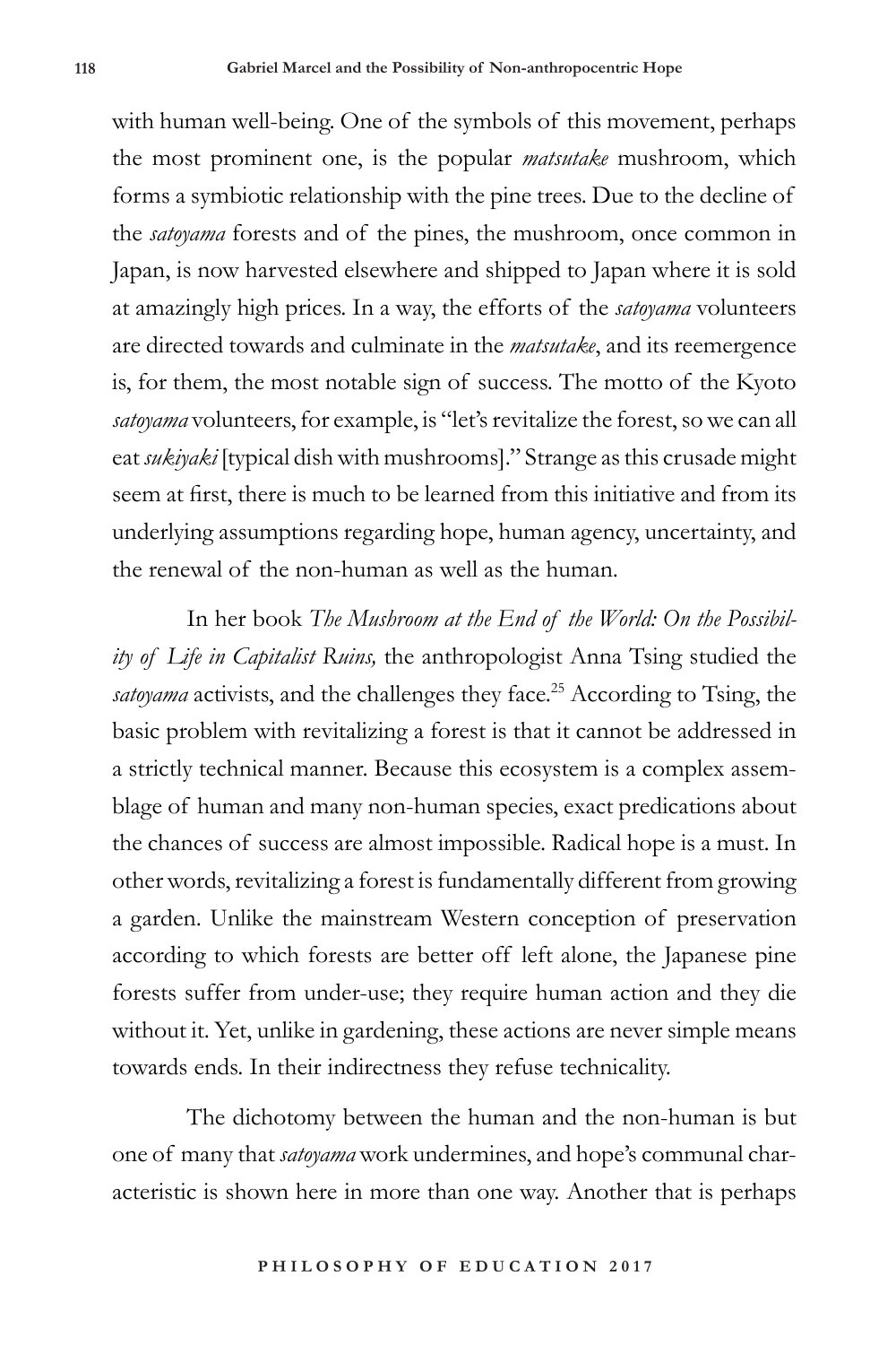with human well-being. One of the symbols of this movement, perhaps the most prominent one, is the popular *matsutake* mushroom, which forms a symbiotic relationship with the pine trees. Due to the decline of the *satoyama* forests and of the pines, the mushroom, once common in Japan, is now harvested elsewhere and shipped to Japan where it is sold at amazingly high prices. In a way, the efforts of the *satoyama* volunteers are directed towards and culminate in the *matsutake*, and its reemergence is, for them, the most notable sign of success. The motto of the Kyoto *satoyama* volunteers, for example, is "let's revitalize the forest, so we can all eat *sukiyaki* [typical dish with mushrooms]." Strange as this crusade might seem at first, there is much to be learned from this initiative and from its underlying assumptions regarding hope, human agency, uncertainty, and the renewal of the non-human as well as the human.

In her book *The Mushroom at the End of the World: On the Possibility of Life in Capitalist Ruins,* the anthropologist Anna Tsing studied the *satoyama* activists, and the challenges they face.[25] According to Tsing, the basic problem with revitalizing a forest is that it cannot be addressed in a strictly technical manner. Because this ecosystem is a complex assemblage of human and many non-human species, exact predications about the chances of success are almost impossible. Radical hope is a must. In other words, revitalizing a forest is fundamentally different from growing a garden. Unlike the mainstream Western conception of preservation according to which forests are better off left alone, the Japanese pine forests suffer from under-use; they require human action and they die without it. Yet, unlike in gardening, these actions are never simple means towards ends. In their indirectness they refuse technicality.

The dichotomy between the human and the non-human is but one of many that *satoyama* work undermines, and hope's communal characteristic is shown here in more than one way. Another that is perhaps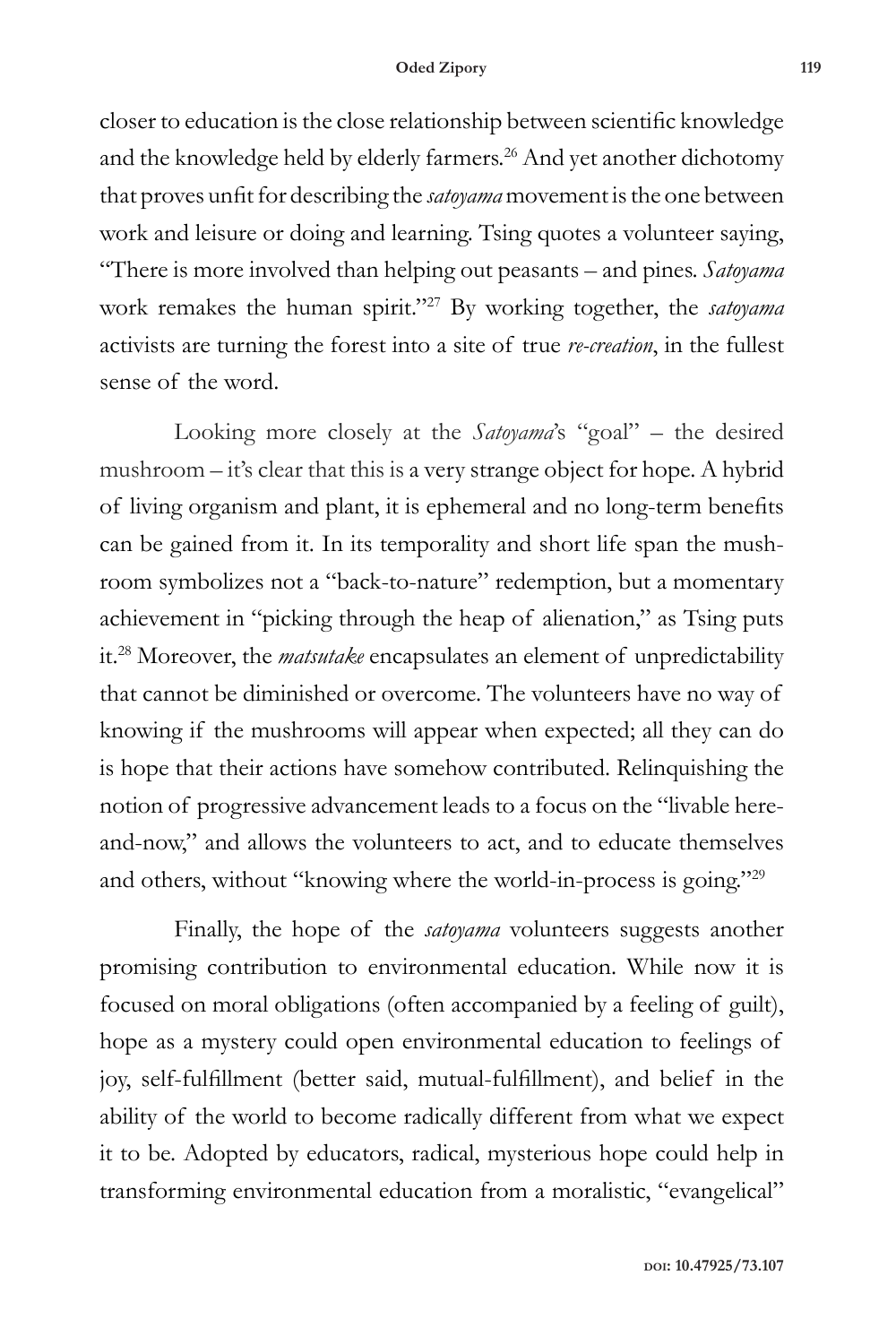closer to education is the close relationship between scientific knowledge and the knowledge held by elderly farmers.[26] And yet another dichotomy that proves unfit for describing the *satoyama* movement is the one between work and leisure or doing and learning. Tsing quotes a volunteer saying, "There is more involved than helping out peasants – and pines. *Satoyama* work remakes the human spirit."[27] By working together, the *satoyama* activists are turning the forest into a site of true *re-creation*, in the fullest sense of the word.

Looking more closely at the *Satoyama*'s "goal" – the desired mushroom – it's clear that this is a very strange object for hope. A hybrid of living organism and plant, it is ephemeral and no long-term benefits can be gained from it. In its temporality and short life span the mushroom symbolizes not a "back-to-nature" redemption, but a momentary achievement in "picking through the heap of alienation," as Tsing puts it.[28] Moreover, the *matsutake* encapsulates an element of unpredictability that cannot be diminished or overcome. The volunteers have no way of knowing if the mushrooms will appear when expected; all they can do is hope that their actions have somehow contributed. Relinquishing the notion of progressive advancement leads to a focus on the "livable here-and-now," and allows the volunteers to act, and to educate themselves and others, without "knowing where the world-in-process is going."[29]

Finally, the hope of the *satoyama* volunteers suggests another promising contribution to environmental education. While now it is focused on moral obligations (often accompanied by a feeling of guilt), hope as a mystery could open environmental education to feelings of joy, self-fulfillment (better said, mutual-fulfillment), and belief in the ability of the world to become radically different from what we expect it to be. Adopted by educators, radical, mysterious hope could help in transforming environmental education from a moralistic, "evangelical"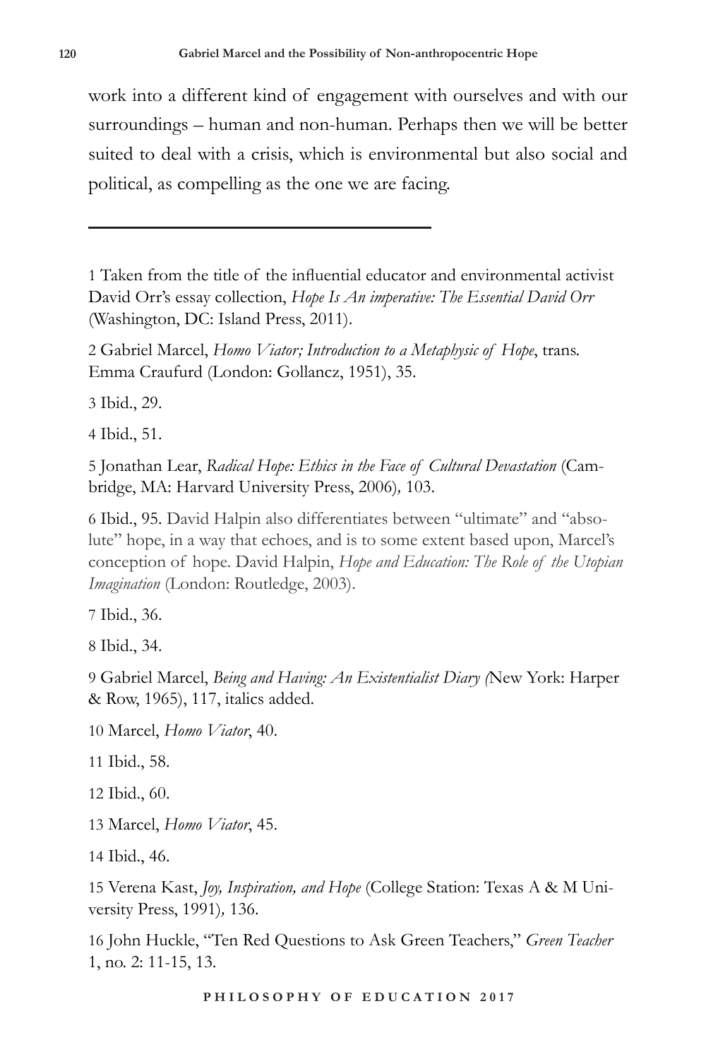work into a different kind of engagement with ourselves and with our surroundings – human and non-human. Perhaps then we will be better suited to deal with a crisis, which is environmental but also social and political, as compelling as the one we are facing.

---

1 Taken from the title of the influential educator and environmental activist David Orr's essay collection, *Hope Is An imperative: The Essential David Orr* (Washington, DC: Island Press, 2011).

2 Gabriel Marcel, *Homo Viator; Introduction to a Metaphysic of Hope*, trans. Emma Craufurd (London: Gollancz, 1951), 35.

3 Ibid., 29.

4 Ibid., 51.

5 Jonathan Lear, *Radical Hope: Ethics in the Face of Cultural Devastation* (Cambridge, MA: Harvard University Press, 2006), 103.

6 Ibid., 95. David Halpin also differentiates between "ultimate" and "absolute" hope, in a way that echoes, and is to some extent based upon, Marcel's conception of hope. David Halpin, *Hope and Education: The Role of the Utopian Imagination* (London: Routledge, 2003).

7 Ibid., 36.

8 Ibid., 34.

9 Gabriel Marcel, *Being and Having: An Existentialist Diary (*New York: Harper & Row, 1965), 117, italics added.

10 Marcel, *Homo Viator*, 40.

11 Ibid., 58.

12 Ibid., 60.

13 Marcel, *Homo Viator*, 45.

14 Ibid., 46.

15 Verena Kast, *Joy, Inspiration, and Hope* (College Station: Texas A & M University Press, 1991), 136.

16 John Huckle, "Ten Red Questions to Ask Green Teachers," *Green Teacher* 1, no. 2: 11-15, 13.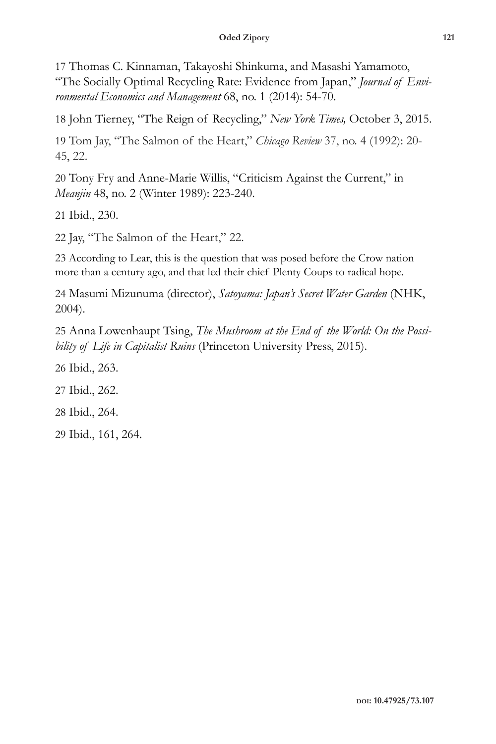17 Thomas C. Kinnaman, Takayoshi Shinkuma, and Masashi Yamamoto, "The Socially Optimal Recycling Rate: Evidence from Japan," *Journal of Environmental Economics and Management* 68, no. 1 (2014): 54-70.

18 John Tierney, "The Reign of Recycling," *New York Times,* October 3, 2015.

19 Tom Jay, "The Salmon of the Heart," *Chicago Review* 37, no. 4 (1992): 20-45, 22.

20 Tony Fry and Anne-Marie Willis, "Criticism Against the Current," in *Meanjin* 48, no. 2 (Winter 1989): 223-240.

21 Ibid., 230.

22 Jay, "The Salmon of the Heart," 22.

23 According to Lear, this is the question that was posed before the Crow nation more than a century ago, and that led their chief Plenty Coups to radical hope.

24 Masumi Mizunuma (director), *Satoyama: Japan's Secret Water Garden* (NHK, 2004).

25 Anna Lowenhaupt Tsing, *The Mushroom at the End of the World: On the Possibility of Life in Capitalist Ruins* (Princeton University Press, 2015).

26 Ibid., 263.

27 Ibid., 262.

28 Ibid., 264.

29 Ibid., 161, 264.